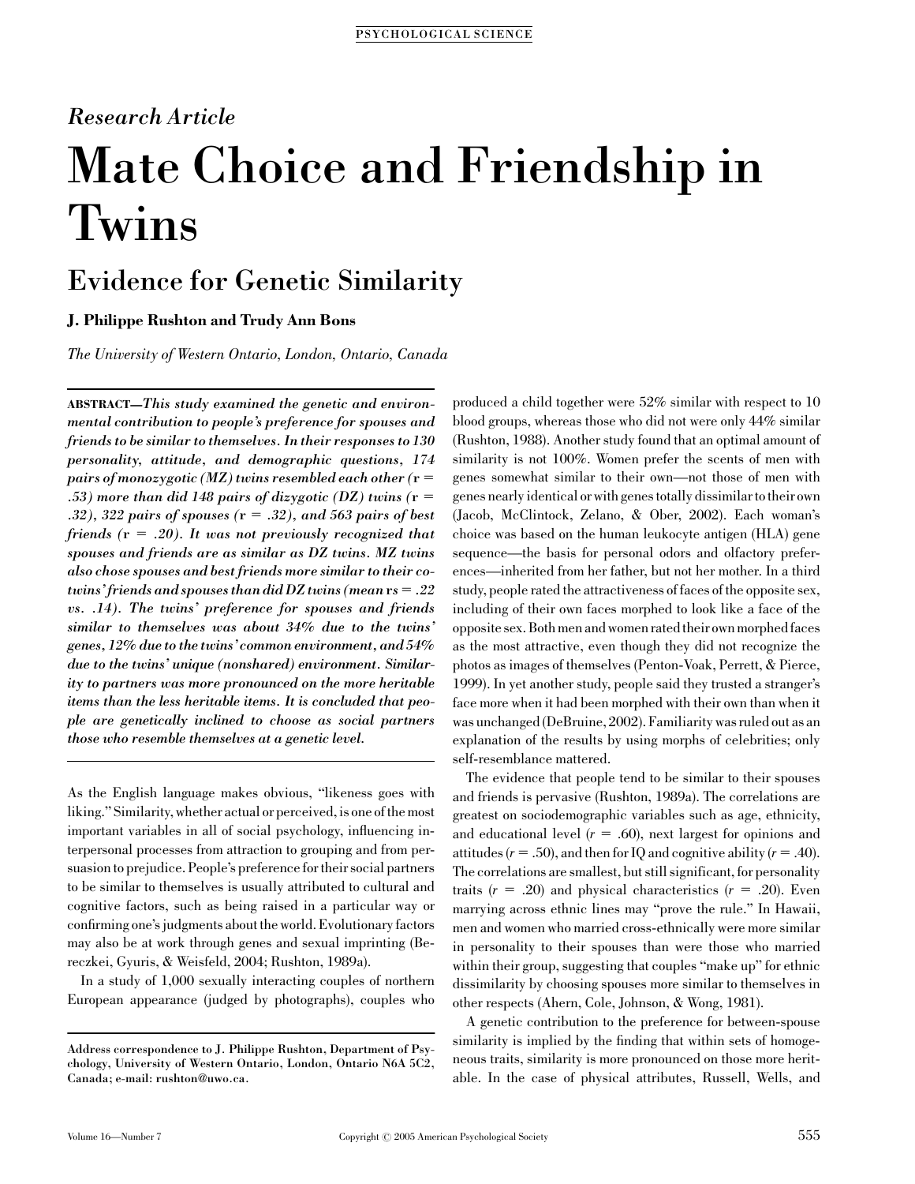*Research Article*

# Mate Choice and Friendship in Twins

## Evidence for Genetic Similarity

**J. Philippe Rushton and Trudy Ann Bons**

*The University of Western Ontario, London, Ontario, Canada*

**ABSTRACT—*This study examined the genetic and environmental contribution to people's preference for spouses and friends to be similar to themselves. In their responses to 130 personality, attitude, and demographic questions, 174 pairs of monozygotic (MZ) twins resembled each other (*r *= .53) more than did 148 pairs of dizygotic (DZ) twins (*r *= .32), 322 pairs of spouses (*r *= .32), and 563 pairs of best friends (*r *= .20). It was not previously recognized that spouses and friends are as similar as DZ twins. MZ twins also chose spouses and best friends more similar to their co-twins' friends and spouses than did DZ twins (mean *rs *= .22 vs. .14). The twins' preference for spouses and friends similar to themselves was about 34% due to the twins' genes, 12% due to the twins' common environment, and 54% due to the twins' unique (nonshared) environment. Similarity to partners was more pronounced on the more heritable items than the less heritable items. It is concluded that people are genetically inclined to choose as social partners those who resemble themselves at a genetic level.***

As the English language makes obvious, "likeness goes with liking." Similarity, whether actual or perceived, is one of the most important variables in all of social psychology, influencing interpersonal processes from attraction to grouping and from persuasion to prejudice. People's preference for their social partners to be similar to themselves is usually attributed to cultural and cognitive factors, such as being raised in a particular way or confirming one's judgments about the world. Evolutionary factors may also be at work through genes and sexual imprinting (Bereczkei, Gyuris, & Weisfeld, 2004; Rushton, 1989a).

In a study of 1,000 sexually interacting couples of northern European appearance (judged by photographs), couples who produced a child together were 52% similar with respect to 10 blood groups, whereas those who did not were only 44% similar (Rushton, 1988). Another study found that an optimal amount of similarity is not 100%. Women prefer the scents of men with genes somewhat similar to their own—not those of men with genes nearly identical or with genes totally dissimilar to their own (Jacob, McClintock, Zelano, & Ober, 2002). Each woman's choice was based on the human leukocyte antigen (HLA) gene sequence—the basis for personal odors and olfactory preferences—inherited from her father, but not her mother. In a third study, people rated the attractiveness of faces of the opposite sex, including of their own faces morphed to look like a face of the opposite sex. Both men and women rated their own morphed faces as the most attractive, even though they did not recognize the photos as images of themselves (Penton-Voak, Perrett, & Pierce, 1999). In yet another study, people said they trusted a stranger's face more when it had been morphed with their own than when it was unchanged (DeBruine, 2002). Familiarity was ruled out as an explanation of the results by using morphs of celebrities; only self-resemblance mattered.

The evidence that people tend to be similar to their spouses and friends is pervasive (Rushton, 1989a). The correlations are greatest on sociodemographic variables such as age, ethnicity, and educational level ($r$ = .60), next largest for opinions and attitudes ($r$ = .50), and then for IQ and cognitive ability ($r$ = .40). The correlations are smallest, but still significant, for personality traits ($r$ = .20) and physical characteristics ($r$ = .20). Even marrying across ethnic lines may "prove the rule." In Hawaii, men and women who married cross-ethnically were more similar in personality to their spouses than were those who married within their group, suggesting that couples "make up" for ethnic dissimilarity by choosing spouses more similar to themselves in other respects (Ahern, Cole, Johnson, & Wong, 1981).

A genetic contribution to the preference for between-spouse similarity is implied by the finding that within sets of homogeneous traits, similarity is more pronounced on those more heritable. In the case of physical attributes, Russell, Wells, and

Address correspondence to J. Philippe Rushton, Department of Psychology, University of Western Ontario, London, Ontario N6A 5C2, Canada; e-mail: rushton@uwo.ca.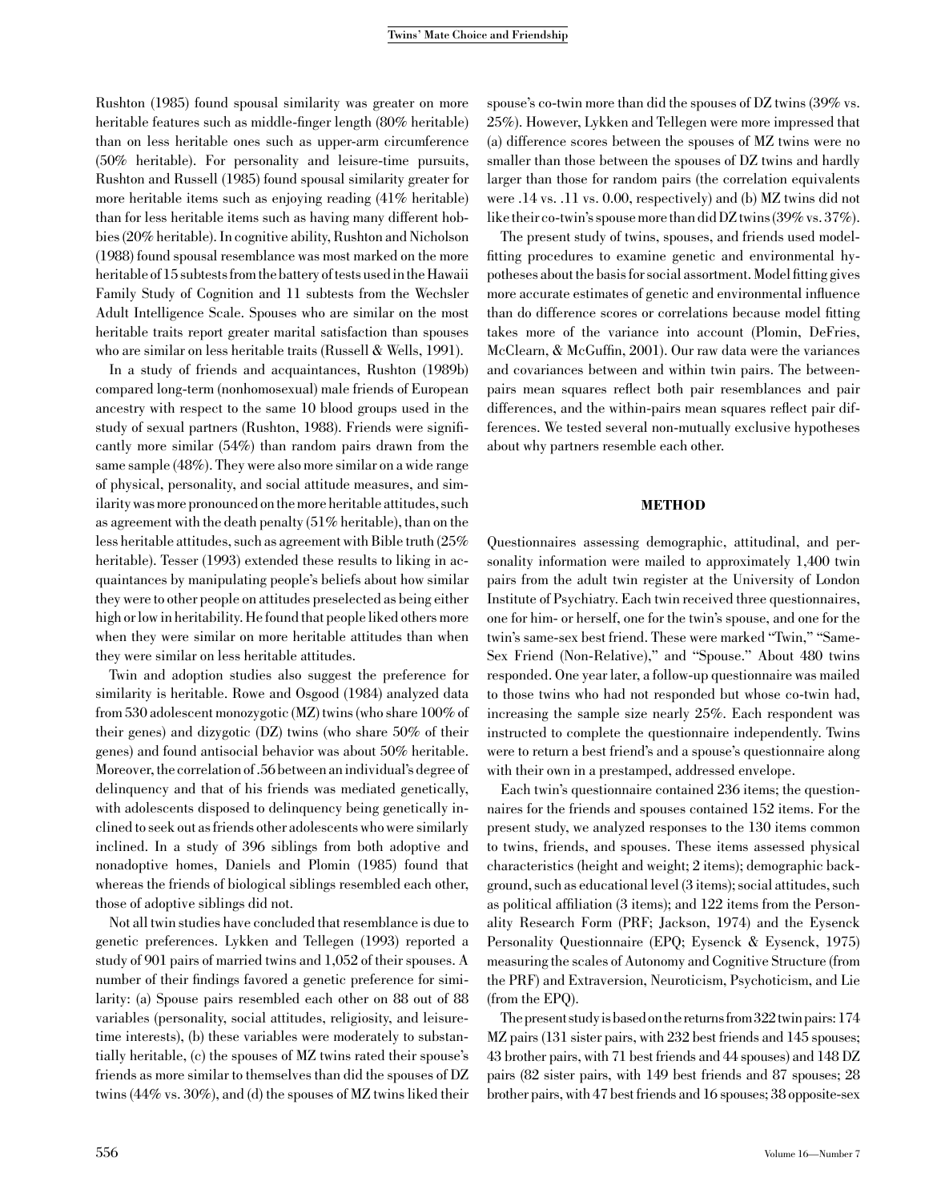Rushton (1985) found spousal similarity was greater on more heritable features such as middle-finger length (80% heritable) than on less heritable ones such as upper-arm circumference (50% heritable). For personality and leisure-time pursuits, Rushton and Russell (1985) found spousal similarity greater for more heritable items such as enjoying reading (41% heritable) than for less heritable items such as having many different hobbies (20% heritable). In cognitive ability, Rushton and Nicholson (1988) found spousal resemblance was most marked on the more heritable of 15 subtests from the battery of tests used in the Hawaii Family Study of Cognition and 11 subtests from the Wechsler Adult Intelligence Scale. Spouses who are similar on the most heritable traits report greater marital satisfaction than spouses who are similar on less heritable traits (Russell & Wells, 1991).

In a study of friends and acquaintances, Rushton (1989b) compared long-term (nonhomosexual) male friends of European ancestry with respect to the same 10 blood groups used in the study of sexual partners (Rushton, 1988). Friends were significantly more similar (54%) than random pairs drawn from the same sample (48%). They were also more similar on a wide range of physical, personality, and social attitude measures, and similarity was more pronounced on the more heritable attitudes, such as agreement with the death penalty (51% heritable), than on the less heritable attitudes, such as agreement with Bible truth (25% heritable). Tesser (1993) extended these results to liking in acquaintances by manipulating people's beliefs about how similar they were to other people on attitudes preselected as being either high or low in heritability. He found that people liked others more when they were similar on more heritable attitudes than when they were similar on less heritable attitudes.

Twin and adoption studies also suggest the preference for similarity is heritable. Rowe and Osgood (1984) analyzed data from 530 adolescent monozygotic (MZ) twins (who share 100% of their genes) and dizygotic (DZ) twins (who share 50% of their genes) and found antisocial behavior was about 50% heritable. Moreover, the correlation of .56 between an individual's degree of delinquency and that of his friends was mediated genetically, with adolescents disposed to delinquency being genetically inclined to seek out as friends other adolescents who were similarly inclined. In a study of 396 siblings from both adoptive and nonadoptive homes, Daniels and Plomin (1985) found that whereas the friends of biological siblings resembled each other, those of adoptive siblings did not.

Not all twin studies have concluded that resemblance is due to genetic preferences. Lykken and Tellegen (1993) reported a study of 901 pairs of married twins and 1,052 of their spouses. A number of their findings favored a genetic preference for similarity: (a) Spouse pairs resembled each other on 88 out of 88 variables (personality, social attitudes, religiosity, and leisure-time interests), (b) these variables were moderately to substantially heritable, (c) the spouses of MZ twins rated their spouse's friends as more similar to themselves than did the spouses of DZ twins (44% vs. 30%), and (d) the spouses of MZ twins liked their spouse's co-twin more than did the spouses of DZ twins (39% vs. 25%). However, Lykken and Tellegen were more impressed that (a) difference scores between the spouses of MZ twins were no smaller than those between the spouses of DZ twins and hardly larger than those for random pairs (the correlation equivalents were .14 vs. .11 vs. 0.00, respectively) and (b) MZ twins did not like their co-twin's spouse more than did DZ twins (39% vs. 37%).

The present study of twins, spouses, and friends used model-fitting procedures to examine genetic and environmental hypotheses about the basis for social assortment. Model fitting gives more accurate estimates of genetic and environmental influence than do difference scores or correlations because model fitting takes more of the variance into account (Plomin, DeFries, McClearn, & McGuffin, 2001). Our raw data were the variances and covariances between and within twin pairs. The between-pairs mean squares reflect both pair resemblances and pair differences, and the within-pairs mean squares reflect pair differences. We tested several non-mutually exclusive hypotheses about why partners resemble each other.

## METHOD

Questionnaires assessing demographic, attitudinal, and personality information were mailed to approximately 1,400 twin pairs from the adult twin register at the University of London Institute of Psychiatry. Each twin received three questionnaires, one for him- or herself, one for the twin's spouse, and one for the twin's same-sex best friend. These were marked "Twin," "Same-Sex Friend (Non-Relative)," and "Spouse." About 480 twins responded. One year later, a follow-up questionnaire was mailed to those twins who had not responded but whose co-twin had, increasing the sample size nearly 25%. Each respondent was instructed to complete the questionnaire independently. Twins were to return a best friend's and a spouse's questionnaire along with their own in a prestamped, addressed envelope.

Each twin's questionnaire contained 236 items; the questionnaires for the friends and spouses contained 152 items. For the present study, we analyzed responses to the 130 items common to twins, friends, and spouses. These items assessed physical characteristics (height and weight; 2 items); demographic background, such as educational level (3 items); social attitudes, such as political affiliation (3 items); and 122 items from the Personality Research Form (PRF; Jackson, 1974) and the Eysenck Personality Questionnaire (EPQ; Eysenck & Eysenck, 1975) measuring the scales of Autonomy and Cognitive Structure (from the PRF) and Extraversion, Neuroticism, Psychoticism, and Lie (from the EPQ).

The present study is based on the returns from 322 twin pairs: 174 MZ pairs (131 sister pairs, with 232 best friends and 145 spouses; 43 brother pairs, with 71 best friends and 44 spouses) and 148 DZ pairs (82 sister pairs, with 149 best friends and 87 spouses; 28 brother pairs, with 47 best friends and 16 spouses; 38 opposite-sex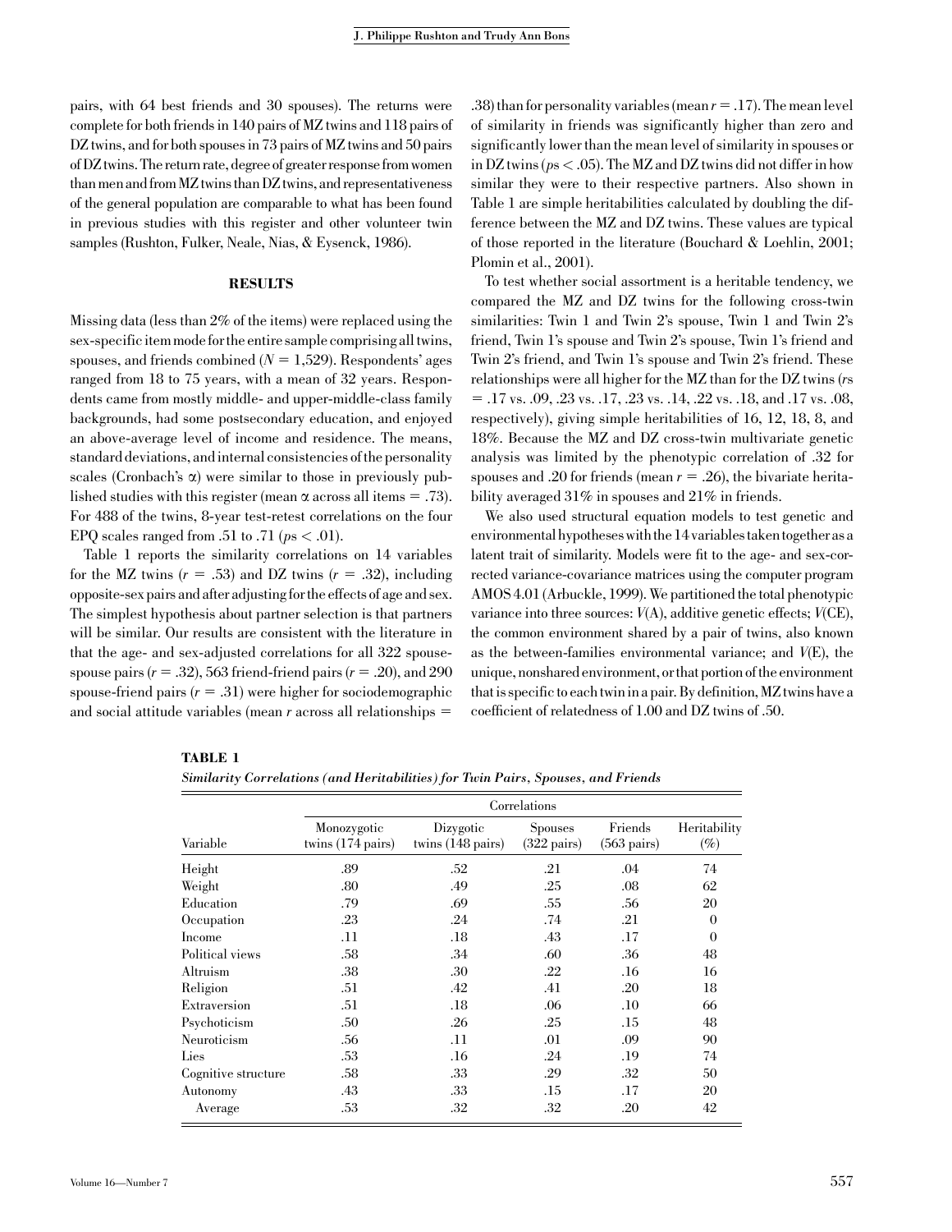pairs, with 64 best friends and 30 spouses). The returns were complete for both friends in 140 pairs of MZ twins and 118 pairs of DZ twins, and for both spouses in 73 pairs of MZ twins and 50 pairs of DZ twins. The return rate, degree of greater response from women than men and from MZ twins than DZ twins, and representativeness of the general population are comparable to what has been found in previous studies with this register and other volunteer twin samples (Rushton, Fulker, Neale, Nias, & Eysenck, 1986).

## RESULTS

Missing data (less than 2% of the items) were replaced using the sex-specific item mode for the entire sample comprising all twins, spouses, and friends combined ($N = 1{,}529$). Respondents' ages ranged from 18 to 75 years, with a mean of 32 years. Respondents came from mostly middle- and upper-middle-class family backgrounds, had some postsecondary education, and enjoyed an above-average level of income and residence. The means, standard deviations, and internal consistencies of the personality scales (Cronbach's $\alpha$) were similar to those in previously published studies with this register (mean $\alpha$ across all items = .73). For 488 of the twins, 8-year test-retest correlations on the four EPQ scales ranged from .51 to .71 ($ps < .01$).

Table 1 reports the similarity correlations on 14 variables for the MZ twins ($r = .53$) and DZ twins ($r = .32$), including opposite-sex pairs and after adjusting for the effects of age and sex. The simplest hypothesis about partner selection is that partners will be similar. Our results are consistent with the literature in that the age- and sex-adjusted correlations for all 322 spouse-spouse pairs ($r = .32$), 563 friend-friend pairs ($r = .20$), and 290 spouse-friend pairs ($r = .31$) were higher for sociodemographic and social attitude variables (mean $r$ across all relationships = .38) than for personality variables (mean $r = .17$). The mean level of similarity in friends was significantly higher than zero and significantly lower than the mean level of similarity in spouses or in DZ twins ($ps < .05$). The MZ and DZ twins did not differ in how similar they were to their respective partners. Also shown in Table 1 are simple heritabilities calculated by doubling the difference between the MZ and DZ twins. These values are typical of those reported in the literature (Bouchard & Loehlin, 2001; Plomin et al., 2001).

To test whether social assortment is a heritable tendency, we compared the MZ and DZ twins for the following cross-twin similarities: Twin 1 and Twin 2's spouse, Twin 1 and Twin 2's friend, Twin 1's spouse and Twin 2's spouse, Twin 1's friend and Twin 2's friend, and Twin 1's spouse and Twin 2's friend. These relationships were all higher for the MZ than for the DZ twins ($rs = .17$ vs. .09, .23 vs. .17, .23 vs. .14, .22 vs. .18, and .17 vs. .08, respectively), giving simple heritabilities of 16, 12, 18, 8, and 18%. Because the MZ and DZ cross-twin multivariate genetic analysis was limited by the phenotypic correlation of .32 for spouses and .20 for friends (mean $r = .26$), the bivariate heritability averaged 31% in spouses and 21% in friends.

We also used structural equation models to test genetic and environmental hypotheses with the 14 variables taken together as a latent trait of similarity. Models were fit to the age- and sex-corrected variance-covariance matrices using the computer program AMOS 4.01 (Arbuckle, 1999). We partitioned the total phenotypic variance into three sources: $V(\text{A})$, additive genetic effects; $V(\text{CE})$, the common environment shared by a pair of twins, also known as the between-families environmental variance; and $V(\text{E})$, the unique, nonshared environment, or that portion of the environment that is specific to each twin in a pair. By definition, MZ twins have a coefficient of relatedness of 1.00 and DZ twins of .50.

**TABLE 1**
***Similarity Correlations (and Heritabilities) for Twin Pairs, Spouses, and Friends***

| | Correlations | | | | |
|---|---|---|---|---|---|
| Variable | Monozygotic twins (174 pairs) | Dizygotic twins (148 pairs) | Spouses (322 pairs) | Friends (563 pairs) | Heritability (%) |
| Height | .89 | .52 | .21 | .04 | 74 |
| Weight | .80 | .49 | .25 | .08 | 62 |
| Education | .79 | .69 | .55 | .56 | 20 |
| Occupation | .23 | .24 | .74 | .21 | 0 |
| Income | .11 | .18 | .43 | .17 | 0 |
| Political views | .58 | .34 | .60 | .36 | 48 |
| Altruism | .38 | .30 | .22 | .16 | 16 |
| Religion | .51 | .42 | .41 | .20 | 18 |
| Extraversion | .51 | .18 | .06 | .10 | 66 |
| Psychoticism | .50 | .26 | .25 | .15 | 48 |
| Neuroticism | .56 | .11 | .01 | .09 | 90 |
| Lies | .53 | .16 | .24 | .19 | 74 |
| Cognitive structure | .58 | .33 | .29 | .32 | 50 |
| Autonomy | .43 | .33 | .15 | .17 | 20 |
| Average | .53 | .32 | .32 | .20 | 42 |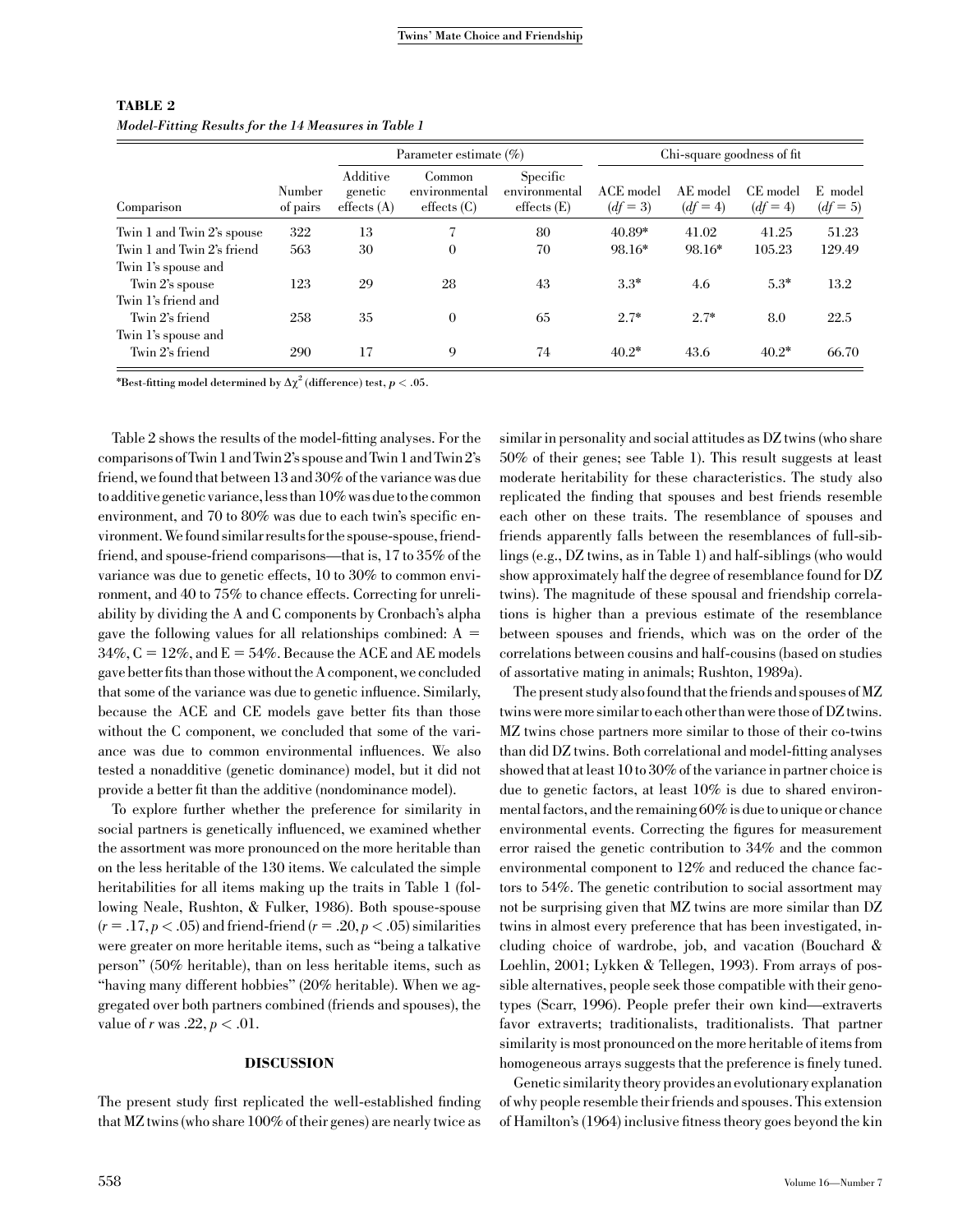**TABLE 2**
*Model-Fitting Results for the 14 Measures in Table 1*

| Comparison | Number of pairs | Parameter estimate (%) | | | Chi-square goodness of fit | | | |
|---|---|---|---|---|---|---|---|---|
| | | Additive genetic effects (A) | Common environmental effects (C) | Specific environmental effects (E) | ACE model ($df = 3$) | AE model ($df = 4$) | CE model ($df = 4$) | E model ($df = 5$) |
| Twin 1 and Twin 2's spouse | 322 | 13 | 7 | 80 | 40.89* | 41.02 | 41.25 | 51.23 |
| Twin 1 and Twin 2's friend | 563 | 30 | 0 | 70 | 98.16* | 98.16* | 105.23 | 129.49 |
| Twin 1's spouse and Twin 2's spouse | 123 | 29 | 28 | 43 | 3.3* | 4.6 | 5.3* | 13.2 |
| Twin 1's friend and Twin 2's friend | 258 | 35 | 0 | 65 | 2.7* | 2.7* | 8.0 | 22.5 |
| Twin 1's spouse and Twin 2's friend | 290 | 17 | 9 | 74 | 40.2* | 43.6 | 40.2* | 66.70 |

*Best-fitting model determined by $\Delta\chi^2$ (difference) test, $p < .05$.

Table 2 shows the results of the model-fitting analyses. For the comparisons of Twin 1 and Twin 2's spouse and Twin 1 and Twin 2's friend, we found that between 13 and 30% of the variance was due to additive genetic variance, less than 10% was due to the common environment, and 70 to 80% was due to each twin's specific environment. We found similar results for the spouse-spouse, friend-friend, and spouse-friend comparisons—that is, 17 to 35% of the variance was due to genetic effects, 10 to 30% to common environment, and 40 to 75% to chance effects. Correcting for unreliability by dividing the A and C components by Cronbach's alpha gave the following values for all relationships combined: A = 34%, C = 12%, and E = 54%. Because the ACE and AE models gave better fits than those without the A component, we concluded that some of the variance was due to genetic influence. Similarly, because the ACE and CE models gave better fits than those without the C component, we concluded that some of the variance was due to common environmental influences. We also tested a nonadditive (genetic dominance) model, but it did not provide a better fit than the additive (nondominance model).

To explore further whether the preference for similarity in social partners is genetically influenced, we examined whether the assortment was more pronounced on the more heritable than on the less heritable of the 130 items. We calculated the simple heritabilities for all items making up the traits in Table 1 (following Neale, Rushton, & Fulker, 1986). Both spouse-spouse ($r = .17, p < .05$) and friend-friend ($r = .20, p < .05$) similarities were greater on more heritable items, such as "being a talkative person" (50% heritable), than on less heritable items, such as "having many different hobbies" (20% heritable). When we aggregated over both partners combined (friends and spouses), the value of $r$ was $.22, p < .01$.

## DISCUSSION

The present study first replicated the well-established finding that MZ twins (who share 100% of their genes) are nearly twice as similar in personality and social attitudes as DZ twins (who share 50% of their genes; see Table 1). This result suggests at least moderate heritability for these characteristics. The study also replicated the finding that spouses and best friends resemble each other on these traits. The resemblance of spouses and friends apparently falls between the resemblances of full-siblings (e.g., DZ twins, as in Table 1) and half-siblings (who would show approximately half the degree of resemblance found for DZ twins). The magnitude of these spousal and friendship correlations is higher than a previous estimate of the resemblance between spouses and friends, which was on the order of the correlations between cousins and half-cousins (based on studies of assortative mating in animals; Rushton, 1989a).

The present study also found that the friends and spouses of MZ twins were more similar to each other than were those of DZ twins. MZ twins chose partners more similar to those of their co-twins than did DZ twins. Both correlational and model-fitting analyses showed that at least 10 to 30% of the variance in partner choice is due to genetic factors, at least 10% is due to shared environmental factors, and the remaining 60% is due to unique or chance environmental events. Correcting the figures for measurement error raised the genetic contribution to 34% and the common environmental component to 12% and reduced the chance factors to 54%. The genetic contribution to social assortment may not be surprising given that MZ twins are more similar than DZ twins in almost every preference that has been investigated, including choice of wardrobe, job, and vacation (Bouchard & Loehlin, 2001; Lykken & Tellegen, 1993). From arrays of possible alternatives, people seek those compatible with their genotypes (Scarr, 1996). People prefer their own kind—extraverts favor extraverts; traditionalists, traditionalists. That partner similarity is most pronounced on the more heritable of items from homogeneous arrays suggests that the preference is finely tuned.

Genetic similarity theory provides an evolutionary explanation of why people resemble their friends and spouses. This extension of Hamilton's (1964) inclusive fitness theory goes beyond the kin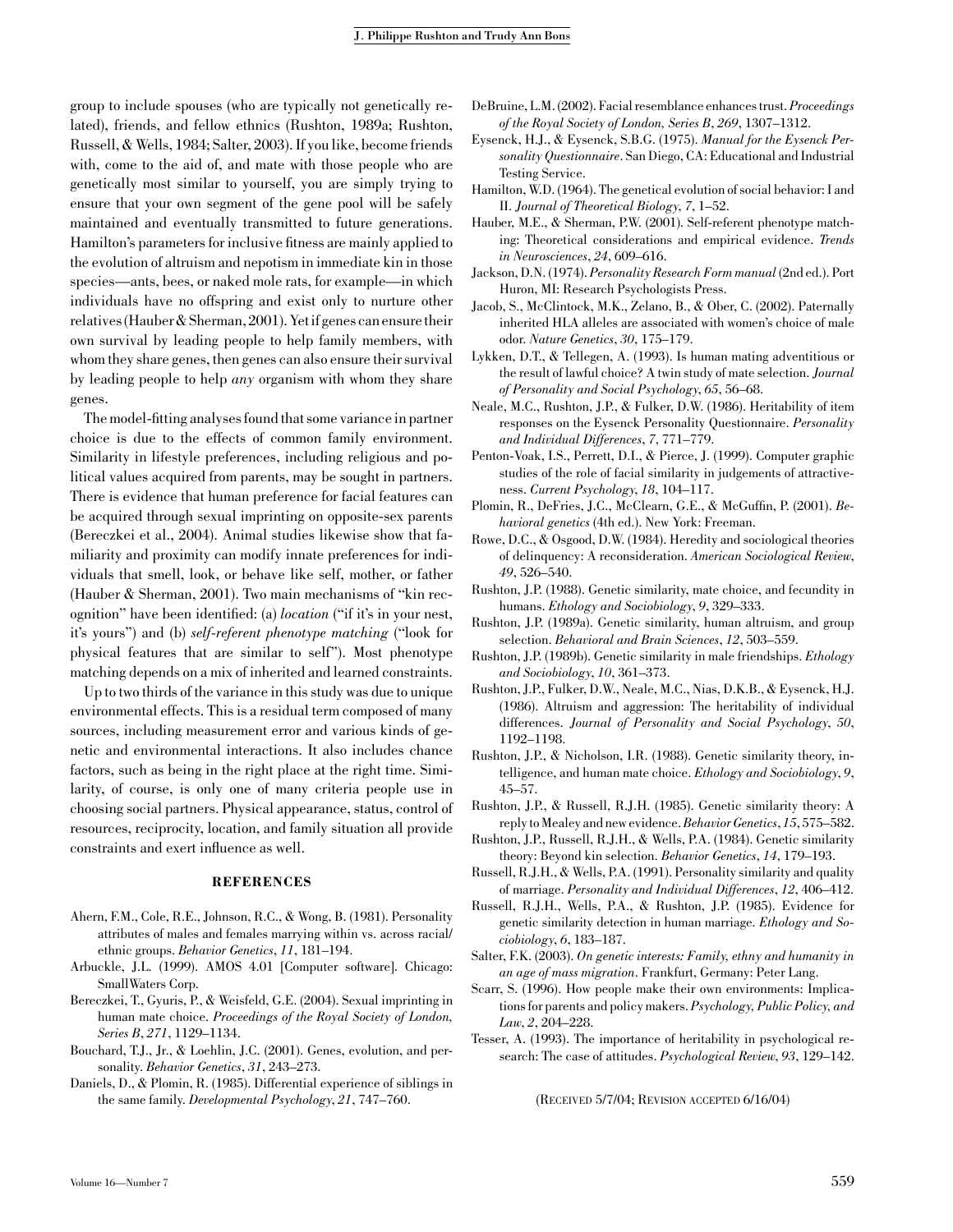group to include spouses (who are typically not genetically related), friends, and fellow ethnics (Rushton, 1989a; Rushton, Russell, & Wells, 1984; Salter, 2003). If you like, become friends with, come to the aid of, and mate with those people who are genetically most similar to yourself, you are simply trying to ensure that your own segment of the gene pool will be safely maintained and eventually transmitted to future generations. Hamilton's parameters for inclusive fitness are mainly applied to the evolution of altruism and nepotism in immediate kin in those species—ants, bees, or naked mole rats, for example—in which individuals have no offspring and exist only to nurture other relatives (Hauber & Sherman, 2001). Yet if genes can ensure their own survival by leading people to help family members, with whom they share genes, then genes can also ensure their survival by leading people to help *any* organism with whom they share genes.

The model-fitting analyses found that some variance in partner choice is due to the effects of common family environment. Similarity in lifestyle preferences, including religious and political values acquired from parents, may be sought in partners. There is evidence that human preference for facial features can be acquired through sexual imprinting on opposite-sex parents (Bereczkei et al., 2004). Animal studies likewise show that familiarity and proximity can modify innate preferences for individuals that smell, look, or behave like self, mother, or father (Hauber & Sherman, 2001). Two main mechanisms of "kin recognition" have been identified: (a) *location* ("if it's in your nest, it's yours") and (b) *self-referent phenotype matching* ("look for physical features that are similar to self"). Most phenotype matching depends on a mix of inherited and learned constraints.

Up to two thirds of the variance in this study was due to unique environmental effects. This is a residual term composed of many sources, including measurement error and various kinds of genetic and environmental interactions. It also includes chance factors, such as being in the right place at the right time. Similarity, of course, is only one of many criteria people use in choosing social partners. Physical appearance, status, control of resources, reciprocity, location, and family situation all provide constraints and exert influence as well.

## REFERENCES

Ahern, F.M., Cole, R.E., Johnson, R.C., & Wong, B. (1981). Personality attributes of males and females marrying within vs. across racial/ethnic groups. *Behavior Genetics*, *11*, 181–194.

Arbuckle, J.L. (1999). AMOS 4.01 [Computer software]. Chicago: SmallWaters Corp.

Bereczkei, T., Gyuris, P., & Weisfeld, G.E. (2004). Sexual imprinting in human mate choice. *Proceedings of the Royal Society of London, Series B*, *271*, 1129–1134.

Bouchard, T.J., Jr., & Loehlin, J.C. (2001). Genes, evolution, and personality. *Behavior Genetics*, *31*, 243–273.

Daniels, D., & Plomin, R. (1985). Differential experience of siblings in the same family. *Developmental Psychology*, *21*, 747–760.

DeBruine, L.M. (2002). Facial resemblance enhances trust. *Proceedings of the Royal Society of London, Series B*, *269*, 1307–1312.

Eysenck, H.J., & Eysenck, S.B.G. (1975). *Manual for the Eysenck Personality Questionnaire*. San Diego, CA: Educational and Industrial Testing Service.

Hamilton, W.D. (1964). The genetical evolution of social behavior: I and II. *Journal of Theoretical Biology*, *7*, 1–52.

Hauber, M.E., & Sherman, P.W. (2001). Self-referent phenotype matching: Theoretical considerations and empirical evidence. *Trends in Neurosciences*, *24*, 609–616.

Jackson, D.N. (1974). *Personality Research Form manual* (2nd ed.). Port Huron, MI: Research Psychologists Press.

Jacob, S., McClintock, M.K., Zelano, B., & Ober, C. (2002). Paternally inherited HLA alleles are associated with women's choice of male odor. *Nature Genetics*, *30*, 175–179.

Lykken, D.T., & Tellegen, A. (1993). Is human mating adventitious or the result of lawful choice? A twin study of mate selection. *Journal of Personality and Social Psychology*, *65*, 56–68.

Neale, M.C., Rushton, J.P., & Fulker, D.W. (1986). Heritability of item responses on the Eysenck Personality Questionnaire. *Personality and Individual Differences*, *7*, 771–779.

Penton-Voak, I.S., Perrett, D.I., & Pierce, J. (1999). Computer graphic studies of the role of facial similarity in judgements of attractiveness. *Current Psychology*, *18*, 104–117.

Plomin, R., DeFries, J.C., McClearn, G.E., & McGuffin, P. (2001). *Behavioral genetics* (4th ed.). New York: Freeman.

Rowe, D.C., & Osgood, D.W. (1984). Heredity and sociological theories of delinquency: A reconsideration. *American Sociological Review*, *49*, 526–540.

Rushton, J.P. (1988). Genetic similarity, mate choice, and fecundity in humans. *Ethology and Sociobiology*, *9*, 329–333.

Rushton, J.P. (1989a). Genetic similarity, human altruism, and group selection. *Behavioral and Brain Sciences*, *12*, 503–559.

Rushton, J.P. (1989b). Genetic similarity in male friendships. *Ethology and Sociobiology*, *10*, 361–373.

Rushton, J.P., Fulker, D.W., Neale, M.C., Nias, D.K.B., & Eysenck, H.J. (1986). Altruism and aggression: The heritability of individual differences. *Journal of Personality and Social Psychology*, *50*, 1192–1198.

Rushton, J.P., & Nicholson, I.R. (1988). Genetic similarity theory, intelligence, and human mate choice. *Ethology and Sociobiology*, *9*, 45–57.

Rushton, J.P., & Russell, R.J.H. (1985). Genetic similarity theory: A reply to Mealey and new evidence. *Behavior Genetics*, *15*, 575–582.

Rushton, J.P., Russell, R.J.H., & Wells, P.A. (1984). Genetic similarity theory: Beyond kin selection. *Behavior Genetics*, *14*, 179–193.

Russell, R.J.H., & Wells, P.A. (1991). Personality similarity and quality of marriage. *Personality and Individual Differences*, *12*, 406–412.

Russell, R.J.H., Wells, P.A., & Rushton, J.P. (1985). Evidence for genetic similarity detection in human marriage. *Ethology and Sociobiology*, *6*, 183–187.

Salter, F.K. (2003). *On genetic interests: Family, ethny and humanity in an age of mass migration*. Frankfurt, Germany: Peter Lang.

Scarr, S. (1996). How people make their own environments: Implications for parents and policy makers. *Psychology, Public Policy, and Law*, *2*, 204–228.

Tesser, A. (1993). The importance of heritability in psychological research: The case of attitudes. *Psychological Review*, *93*, 129–142.

(Received 5/7/04; Revision accepted 6/16/04)